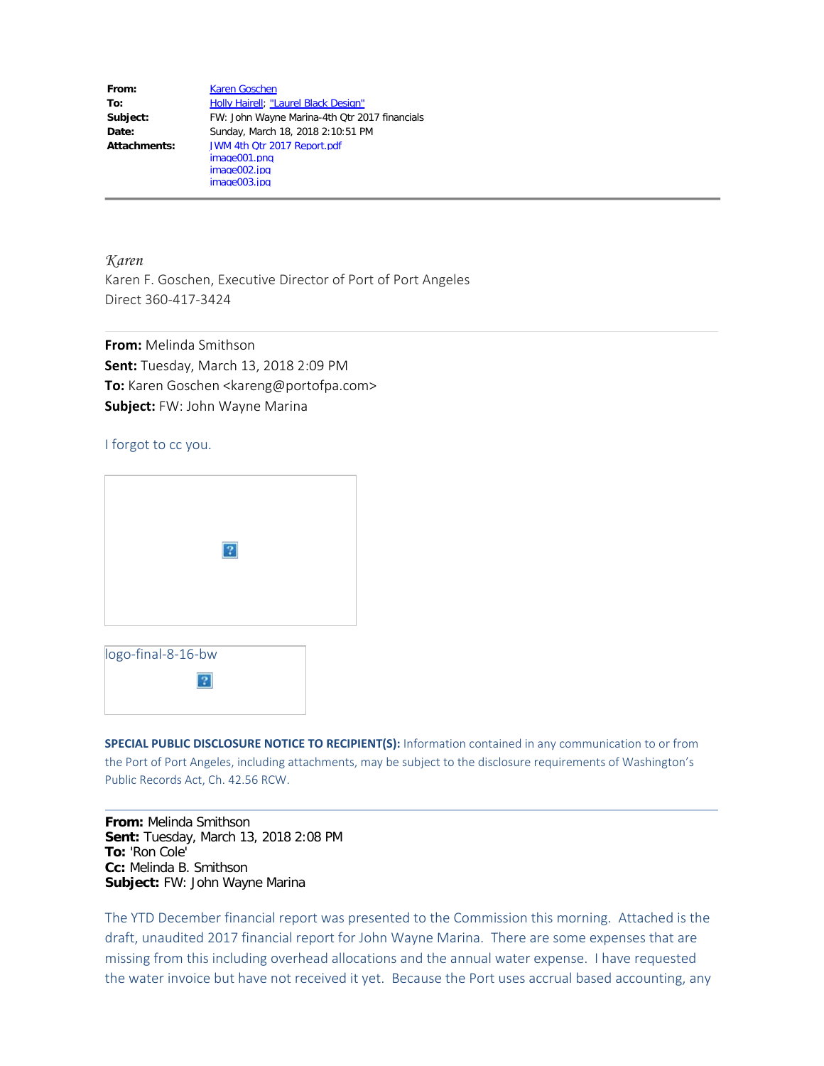| | |
|---|---|
| **From:** | Karen Goschen |
| **To:** | Holly Hairell; "Laurel Black Design" |
| **Subject:** | FW: John Wayne Marina-4th Qtr 2017 financials |
| **Date:** | Sunday, March 18, 2018 2:10:51 PM |
| **Attachments:** | JWM 4th Qtr 2017 Report.pdf<br>image001.png<br>image002.jpg<br>image003.jpg |

---

*Karen*
Karen F. Goschen, Executive Director of Port of Port Angeles
Direct 360-417-3424

---

**From:** Melinda Smithson
**Sent:** Tuesday, March 13, 2018 2:09 PM
**To:** Karen Goschen <kareng@portofpa.com>
**Subject:** FW: John Wayne Marina

I forgot to cc you.

logo-final-8-16-bw

**SPECIAL PUBLIC DISCLOSURE NOTICE TO RECIPIENT(S):** Information contained in any communication to or from the Port of Port Angeles, including attachments, may be subject to the disclosure requirements of Washington's Public Records Act, Ch. 42.56 RCW.

---

**From:** Melinda Smithson
**Sent:** Tuesday, March 13, 2018 2:08 PM
**To:** 'Ron Cole'
**Cc:** Melinda B. Smithson
**Subject:** FW: John Wayne Marina

The YTD December financial report was presented to the Commission this morning. Attached is the draft, unaudited 2017 financial report for John Wayne Marina. There are some expenses that are missing from this including overhead allocations and the annual water expense. I have requested the water invoice but have not received it yet. Because the Port uses accrual based accounting, any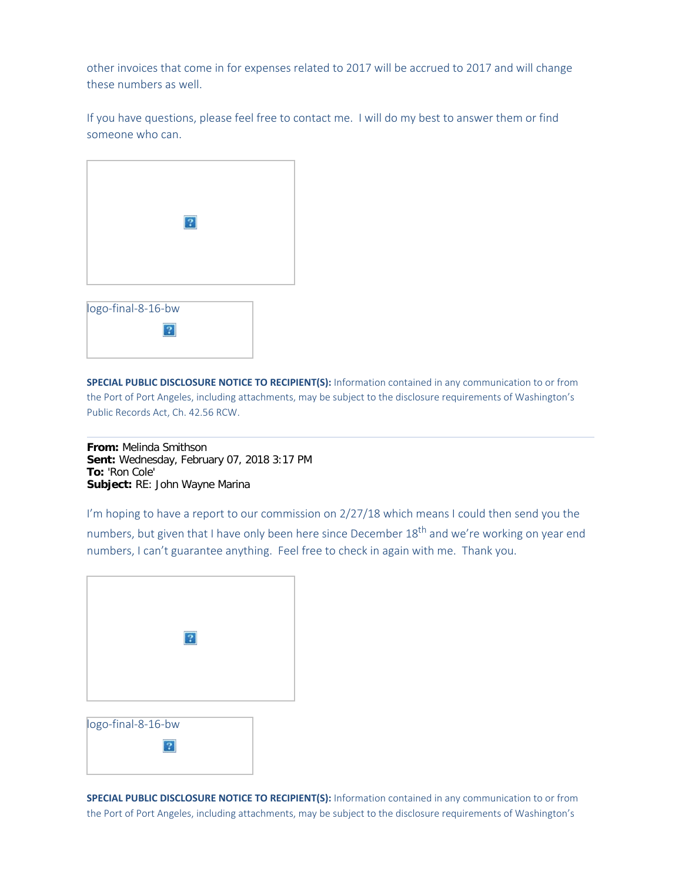other invoices that come in for expenses related to 2017 will be accrued to 2017 and will change these numbers as well.

If you have questions, please feel free to contact me. I will do my best to answer them or find someone who can.

logo-final-8-16-bw

**SPECIAL PUBLIC DISCLOSURE NOTICE TO RECIPIENT(S):** Information contained in any communication to or from the Port of Port Angeles, including attachments, may be subject to the disclosure requirements of Washington's Public Records Act, Ch. 42.56 RCW.

---

**From:** Melinda Smithson
**Sent:** Wednesday, February 07, 2018 3:17 PM
**To:** 'Ron Cole'
**Subject:** RE: John Wayne Marina

I'm hoping to have a report to our commission on 2/27/18 which means I could then send you the numbers, but given that I have only been here since December 18th and we're working on year end numbers, I can't guarantee anything. Feel free to check in again with me. Thank you.

logo-final-8-16-bw

**SPECIAL PUBLIC DISCLOSURE NOTICE TO RECIPIENT(S):** Information contained in any communication to or from the Port of Port Angeles, including attachments, may be subject to the disclosure requirements of Washington's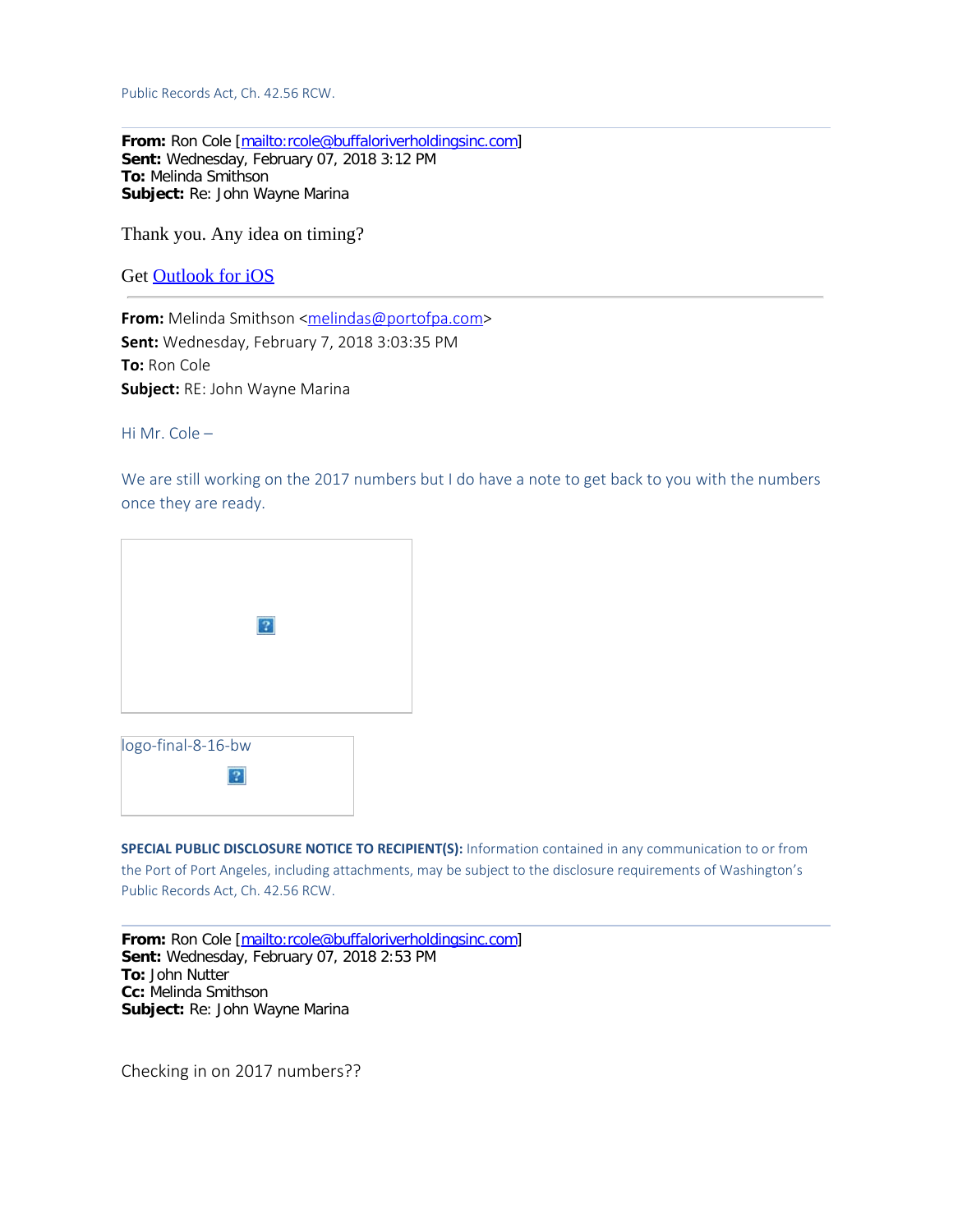Public Records Act, Ch. 42.56 RCW.

---

**From:** Ron Cole [mailto:rcole@buffaloriverholdingsinc.com]
**Sent:** Wednesday, February 07, 2018 3:12 PM
**To:** Melinda Smithson
**Subject:** Re: John Wayne Marina

Thank you. Any idea on timing?

Get Outlook for iOS

---

**From:** Melinda Smithson <melindas@portofpa.com>
**Sent:** Wednesday, February 7, 2018 3:03:35 PM
**To:** Ron Cole
**Subject:** RE: John Wayne Marina

Hi Mr. Cole –

We are still working on the 2017 numbers but I do have a note to get back to you with the numbers once they are ready.

logo-final-8-16-bw

**SPECIAL PUBLIC DISCLOSURE NOTICE TO RECIPIENT(S):** Information contained in any communication to or from the Port of Port Angeles, including attachments, may be subject to the disclosure requirements of Washington's Public Records Act, Ch. 42.56 RCW.

---

**From:** Ron Cole [mailto:rcole@buffaloriverholdingsinc.com]
**Sent:** Wednesday, February 07, 2018 2:53 PM
**To:** John Nutter
**Cc:** Melinda Smithson
**Subject:** Re: John Wayne Marina

Checking in on 2017 numbers??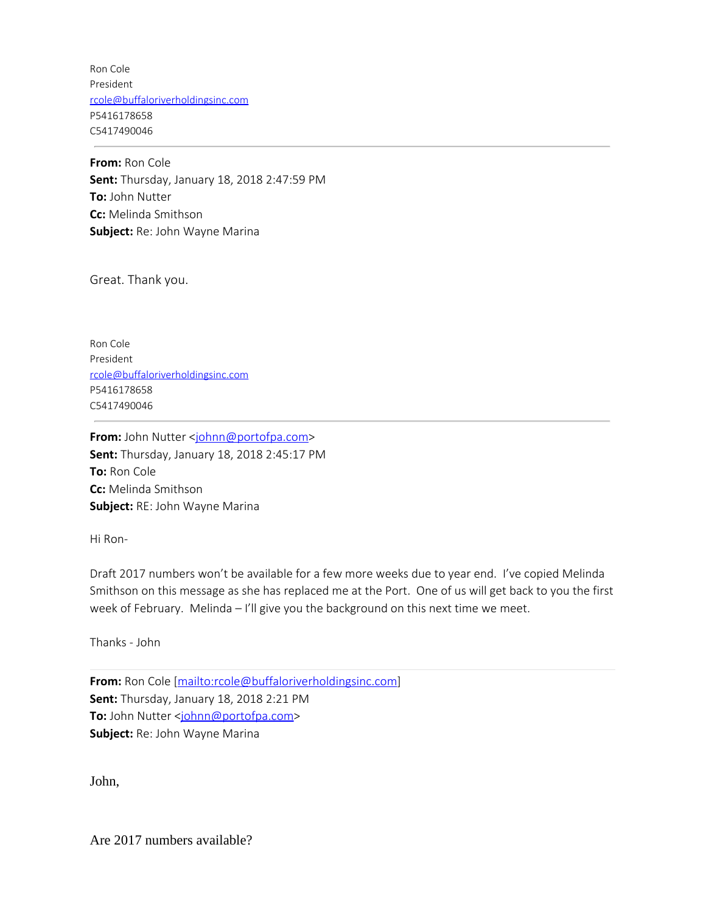Ron Cole
President
rcole@buffaloriverholdingsinc.com
P5416178658
C5417490046

---

**From:** Ron Cole
**Sent:** Thursday, January 18, 2018 2:47:59 PM
**To:** John Nutter
**Cc:** Melinda Smithson
**Subject:** Re: John Wayne Marina

Great. Thank you.

Ron Cole
President
rcole@buffaloriverholdingsinc.com
P5416178658
C5417490046

---

**From:** John Nutter <johnn@portofpa.com>
**Sent:** Thursday, January 18, 2018 2:45:17 PM
**To:** Ron Cole
**Cc:** Melinda Smithson
**Subject:** RE: John Wayne Marina

Hi Ron-

Draft 2017 numbers won't be available for a few more weeks due to year end. I've copied Melinda Smithson on this message as she has replaced me at the Port. One of us will get back to you the first week of February. Melinda – I'll give you the background on this next time we meet.

Thanks - John

---

**From:** Ron Cole [mailto:rcole@buffaloriverholdingsinc.com]
**Sent:** Thursday, January 18, 2018 2:21 PM
**To:** John Nutter <johnn@portofpa.com>
**Subject:** Re: John Wayne Marina

John,

Are 2017 numbers available?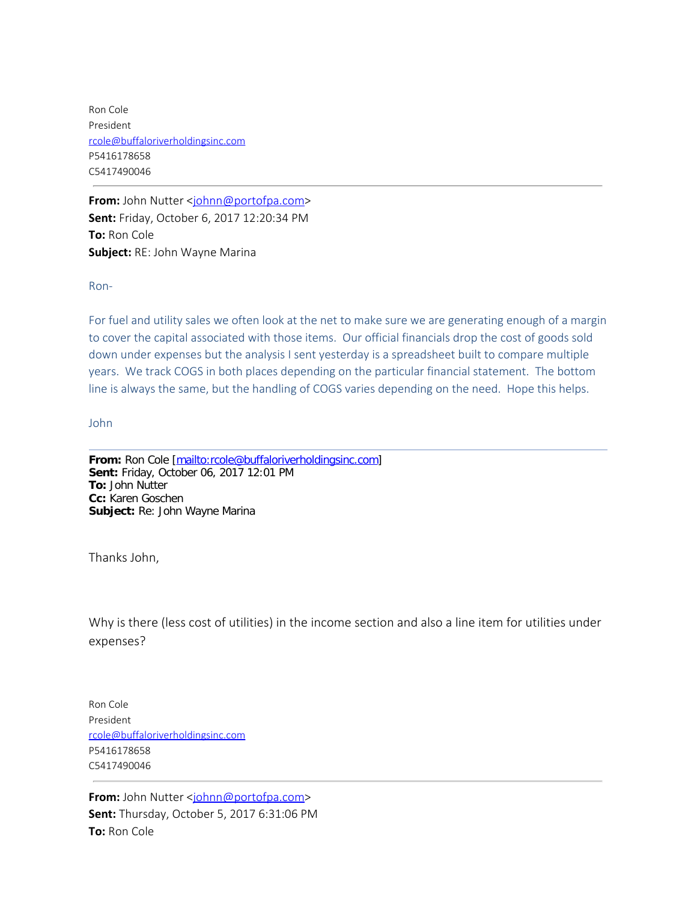Ron Cole
President
rcole@buffaloriverholdingsinc.com
P5416178658
C5417490046

---

**From:** John Nutter <johnn@portofpa.com>
**Sent:** Friday, October 6, 2017 12:20:34 PM
**To:** Ron Cole
**Subject:** RE: John Wayne Marina

Ron-

For fuel and utility sales we often look at the net to make sure we are generating enough of a margin to cover the capital associated with those items. Our official financials drop the cost of goods sold down under expenses but the analysis I sent yesterday is a spreadsheet built to compare multiple years. We track COGS in both places depending on the particular financial statement. The bottom line is always the same, but the handling of COGS varies depending on the need. Hope this helps.

John

---

**From:** Ron Cole [mailto:rcole@buffaloriverholdingsinc.com]
**Sent:** Friday, October 06, 2017 12:01 PM
**To:** John Nutter
**Cc:** Karen Goschen
**Subject:** Re: John Wayne Marina

Thanks John,

Why is there (less cost of utilities) in the income section and also a line item for utilities under expenses?

Ron Cole
President
rcole@buffaloriverholdingsinc.com
P5416178658
C5417490046

---

**From:** John Nutter <johnn@portofpa.com>
**Sent:** Thursday, October 5, 2017 6:31:06 PM
**To:** Ron Cole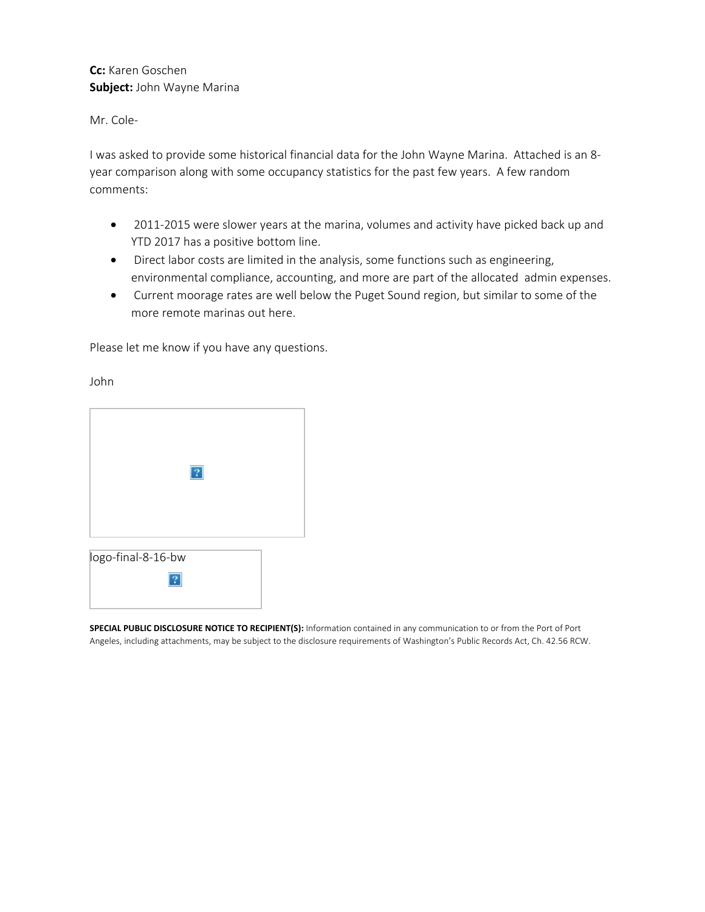**Cc:** Karen Goschen
**Subject:** John Wayne Marina

Mr. Cole-

I was asked to provide some historical financial data for the John Wayne Marina. Attached is an 8-year comparison along with some occupancy statistics for the past few years. A few random comments:

- 2011-2015 were slower years at the marina, volumes and activity have picked back up and YTD 2017 has a positive bottom line.
- Direct labor costs are limited in the analysis, some functions such as engineering, environmental compliance, accounting, and more are part of the allocated admin expenses.
- Current moorage rates are well below the Puget Sound region, but similar to some of the more remote marinas out here.

Please let me know if you have any questions.

John

logo-final-8-16-bw

**SPECIAL PUBLIC DISCLOSURE NOTICE TO RECIPIENT(S):** Information contained in any communication to or from the Port of Port Angeles, including attachments, may be subject to the disclosure requirements of Washington's Public Records Act, Ch. 42.56 RCW.